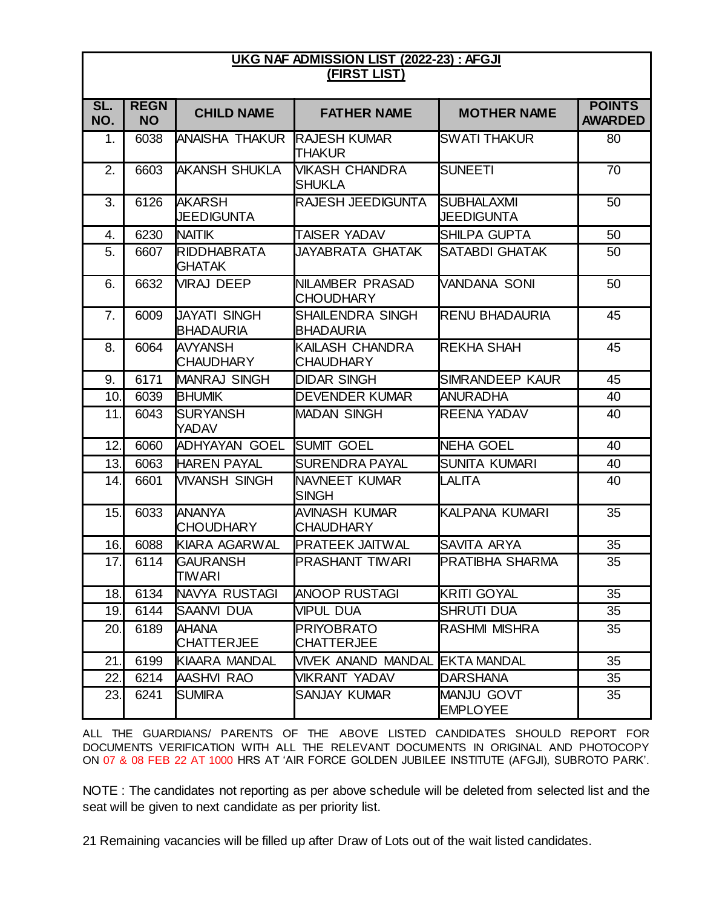## UKG NAF ADMISSION LIST (2022-23) : AFGJI
## (FIRST LIST)

| SL. NO. | REGN NO | CHILD NAME | FATHER NAME | MOTHER NAME | POINTS AWARDED |
|---|---|---|---|---|---|
| 1. | 6038 | ANAISHA THAKUR | RAJESH KUMAR THAKUR | SWATI THAKUR | 80 |
| 2. | 6603 | AKANSH SHUKLA | VIKASH CHANDRA SHUKLA | SUNEETI | 70 |
| 3. | 6126 | AKARSH JEEDIGUNTA | RAJESH JEEDIGUNTA | SUBHALAXMI JEEDIGUNTA | 50 |
| 4. | 6230 | NAITIK | TAISER YADAV | SHILPA GUPTA | 50 |
| 5. | 6607 | RIDDHABRATA GHATAK | JAYABRATA GHATAK | SATABDI GHATAK | 50 |
| 6. | 6632 | VIRAJ DEEP | NILAMBER PRASAD CHOUDHARY | VANDANA SONI | 50 |
| 7. | 6009 | JAYATI SINGH BHADAURIA | SHAILENDRA SINGH BHADAURIA | RENU BHADAURIA | 45 |
| 8. | 6064 | AVYANSH CHAUDHARY | KAILASH CHANDRA CHAUDHARY | REKHA SHAH | 45 |
| 9. | 6171 | MANRAJ SINGH | DIDAR SINGH | SIMRANDEEP KAUR | 45 |
| 10. | 6039 | BHUMIK | DEVENDER KUMAR | ANURADHA | 40 |
| 11. | 6043 | SURYANSH YADAV | MADAN SINGH | REENA YADAV | 40 |
| 12. | 6060 | ADHYAYAN GOEL | SUMIT GOEL | NEHA GOEL | 40 |
| 13. | 6063 | HAREN PAYAL | SURENDRA PAYAL | SUNITA KUMARI | 40 |
| 14. | 6601 | VIVANSH SINGH | NAVNEET KUMAR SINGH | LALITA | 40 |
| 15. | 6033 | ANANYA CHOUDHARY | AVINASH KUMAR CHAUDHARY | KALPANA KUMARI | 35 |
| 16. | 6088 | KIARA AGARWAL | PRATEEK JAITWAL | SAVITA ARYA | 35 |
| 17. | 6114 | GAURANSH TIWARI | PRASHANT TIWARI | PRATIBHA SHARMA | 35 |
| 18. | 6134 | NAVYA RUSTAGI | ANOOP RUSTAGI | KRITI GOYAL | 35 |
| 19. | 6144 | SAANVI DUA | VIPUL DUA | SHRUTI DUA | 35 |
| 20. | 6189 | AHANA CHATTERJEE | PRIYOBRATO CHATTERJEE | RASHMI MISHRA | 35 |
| 21. | 6199 | KIAARA MANDAL | VIVEK ANAND MANDAL | EKTA MANDAL | 35 |
| 22. | 6214 | AASHVI RAO | VIKRANT YADAV | DARSHANA | 35 |
| 23. | 6241 | SUMIRA | SANJAY KUMAR | MANJU GOVT EMPLOYEE | 35 |

ALL THE GUARDIANS/ PARENTS OF THE ABOVE LISTED CANDIDATES SHOULD REPORT FOR DOCUMENTS VERIFICATION WITH ALL THE RELEVANT DOCUMENTS IN ORIGINAL AND PHOTOCOPY ON 07 & 08 FEB 22 AT 1000 HRS AT 'AIR FORCE GOLDEN JUBILEE INSTITUTE (AFGJI), SUBROTO PARK'.

NOTE : The candidates not reporting as per above schedule will be deleted from selected list and the seat will be given to next candidate as per priority list.

21 Remaining vacancies will be filled up after Draw of Lots out of the wait listed candidates.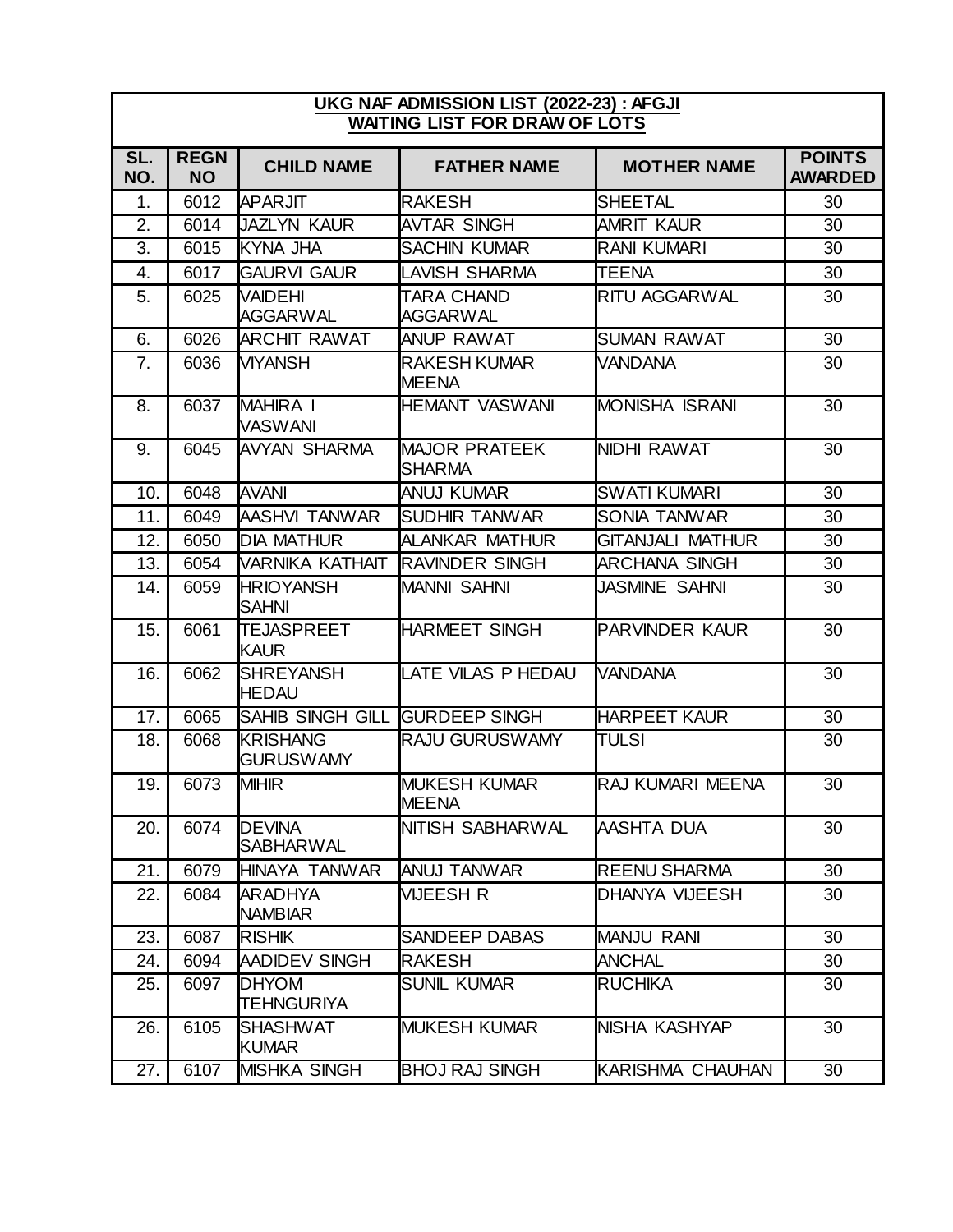| UKG NAF ADMISSION LIST (2022-23) : AFGJI<br>WAITING LIST FOR DRAW OF LOTS | | | | | |
|---|---|---|---|---|---|
| SL. NO. | REGN NO | CHILD NAME | FATHER NAME | MOTHER NAME | POINTS AWARDED |
| 1. | 6012 | APARJIT | RAKESH | SHEETAL | 30 |
| 2. | 6014 | JAZLYN KAUR | AVTAR SINGH | AMRIT KAUR | 30 |
| 3. | 6015 | KYNA JHA | SACHIN KUMAR | RANI KUMARI | 30 |
| 4. | 6017 | GAURVI GAUR | LAVISH SHARMA | TEENA | 30 |
| 5. | 6025 | VAIDEHI AGGARWAL | TARA CHAND AGGARWAL | RITU AGGARWAL | 30 |
| 6. | 6026 | ARCHIT RAWAT | ANUP RAWAT | SUMAN RAWAT | 30 |
| 7. | 6036 | VIYANSH | RAKESH KUMAR MEENA | VANDANA | 30 |
| 8. | 6037 | MAHIRA I VASWANI | HEMANT VASWANI | MONISHA ISRANI | 30 |
| 9. | 6045 | AVYAN SHARMA | MAJOR PRATEEK SHARMA | NIDHI RAWAT | 30 |
| 10. | 6048 | AVANI | ANUJ KUMAR | SWATI KUMARI | 30 |
| 11. | 6049 | AASHVI TANWAR | SUDHIR TANWAR | SONIA TANWAR | 30 |
| 12. | 6050 | DIA MATHUR | ALANKAR MATHUR | GITANJALI MATHUR | 30 |
| 13. | 6054 | VARNIKA KATHAIT | RAVINDER SINGH | ARCHANA SINGH | 30 |
| 14. | 6059 | HRIOYANSH SAHNI | MANNI SAHNI | JASMINE SAHNI | 30 |
| 15. | 6061 | TEJASPREET KAUR | HARMEET SINGH | PARVINDER KAUR | 30 |
| 16. | 6062 | SHREYANSH HEDAU | LATE VILAS P HEDAU | VANDANA | 30 |
| 17. | 6065 | SAHIB SINGH GILL | GURDEEP SINGH | HARPEET KAUR | 30 |
| 18. | 6068 | KRISHANG GURUSWAMY | RAJU GURUSWAMY | TULSI | 30 |
| 19. | 6073 | MIHIR | MUKESH KUMAR MEENA | RAJ KUMARI MEENA | 30 |
| 20. | 6074 | DEVINA SABHARWAL | NITISH SABHARWAL | AASHTA DUA | 30 |
| 21. | 6079 | HINAYA TANWAR | ANUJ TANWAR | REENU SHARMA | 30 |
| 22. | 6084 | ARADHYA NAMBIAR | VIJEESH R | DHANYA VIJEESH | 30 |
| 23. | 6087 | RISHIK | SANDEEP DABAS | MANJU RANI | 30 |
| 24. | 6094 | AADIDEV SINGH | RAKESH | ANCHAL | 30 |
| 25. | 6097 | DHYOM TEHNGURIYA | SUNIL KUMAR | RUCHIKA | 30 |
| 26. | 6105 | SHASHWAT KUMAR | MUKESH KUMAR | NISHA KASHYAP | 30 |
| 27. | 6107 | MISHKA SINGH | BHOJ RAJ SINGH | KARISHMA CHAUHAN | 30 |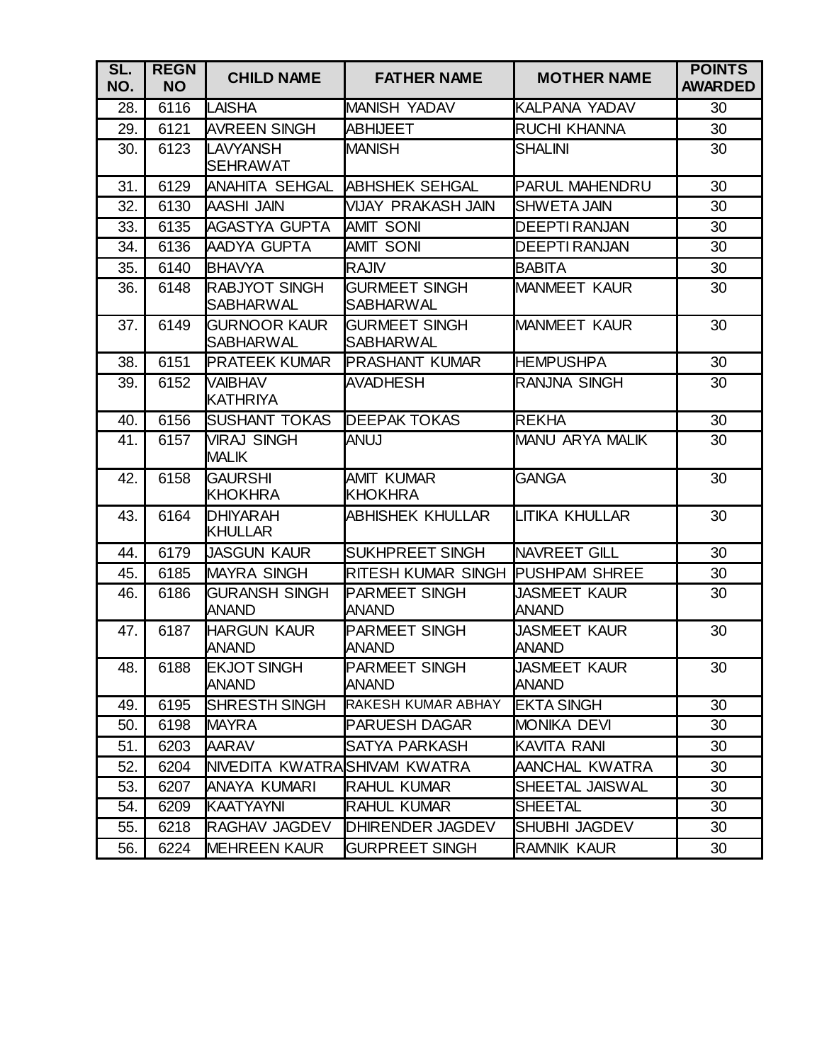| SL. NO. | REGN NO | CHILD NAME | FATHER NAME | MOTHER NAME | POINTS AWARDED |
|---|---|---|---|---|---|
| 28. | 6116 | LAISHA | MANISH YADAV | KALPANA YADAV | 30 |
| 29. | 6121 | AVREEN SINGH | ABHIJEET | RUCHI KHANNA | 30 |
| 30. | 6123 | LAVYANSH SEHRAWAT | MANISH | SHALINI | 30 |
| 31. | 6129 | ANAHITA SEHGAL | ABHSHEK SEHGAL | PARUL MAHENDRU | 30 |
| 32. | 6130 | AASHI JAIN | VIJAY PRAKASH JAIN | SHWETA JAIN | 30 |
| 33. | 6135 | AGASTYA GUPTA | AMIT SONI | DEEPTI RANJAN | 30 |
| 34. | 6136 | AADYA GUPTA | AMIT SONI | DEEPTI RANJAN | 30 |
| 35. | 6140 | BHAVYA | RAJIV | BABITA | 30 |
| 36. | 6148 | RABJYOT SINGH SABHARWAL | GURMEET SINGH SABHARWAL | MANMEET KAUR | 30 |
| 37. | 6149 | GURNOOR KAUR SABHARWAL | GURMEET SINGH SABHARWAL | MANMEET KAUR | 30 |
| 38. | 6151 | PRATEEK KUMAR | PRASHANT KUMAR | HEMPUSHPA | 30 |
| 39. | 6152 | VAIBHAV KATHRIYA | AVADHESH | RANJNA SINGH | 30 |
| 40. | 6156 | SUSHANT TOKAS | DEEPAK TOKAS | REKHA | 30 |
| 41. | 6157 | VIRAJ SINGH MALIK | ANUJ | MANU ARYA MALIK | 30 |
| 42. | 6158 | GAURSHI KHOKHRA | AMIT KUMAR KHOKHRA | GANGA | 30 |
| 43. | 6164 | DHIYARAH KHULLAR | ABHISHEK KHULLAR | LITIKA KHULLAR | 30 |
| 44. | 6179 | JASGUN KAUR | SUKHPREET SINGH | NAVREET GILL | 30 |
| 45. | 6185 | MAYRA SINGH | RITESH KUMAR SINGH | PUSHPAM SHREE | 30 |
| 46. | 6186 | GURANSH SINGH ANAND | PARMEET SINGH ANAND | JASMEET KAUR ANAND | 30 |
| 47. | 6187 | HARGUN KAUR ANAND | PARMEET SINGH ANAND | JASMEET KAUR ANAND | 30 |
| 48. | 6188 | EKJOT SINGH ANAND | PARMEET SINGH ANAND | JASMEET KAUR ANAND | 30 |
| 49. | 6195 | SHRESTH SINGH | RAKESH KUMAR ABHAY | EKTA SINGH | 30 |
| 50. | 6198 | MAYRA | PARUESH DAGAR | MONIKA DEVI | 30 |
| 51. | 6203 | AARAV | SATYA PARKASH | KAVITA RANI | 30 |
| 52. | 6204 | NIVEDITA KWATRA | SHIVAM KWATRA | AANCHAL KWATRA | 30 |
| 53. | 6207 | ANAYA KUMARI | RAHUL KUMAR | SHEETAL JAISWAL | 30 |
| 54. | 6209 | KAATYAYNI | RAHUL KUMAR | SHEETAL | 30 |
| 55. | 6218 | RAGHAV JAGDEV | DHIRENDER JAGDEV | SHUBHI JAGDEV | 30 |
| 56. | 6224 | MEHREEN KAUR | GURPREET SINGH | RAMNIK KAUR | 30 |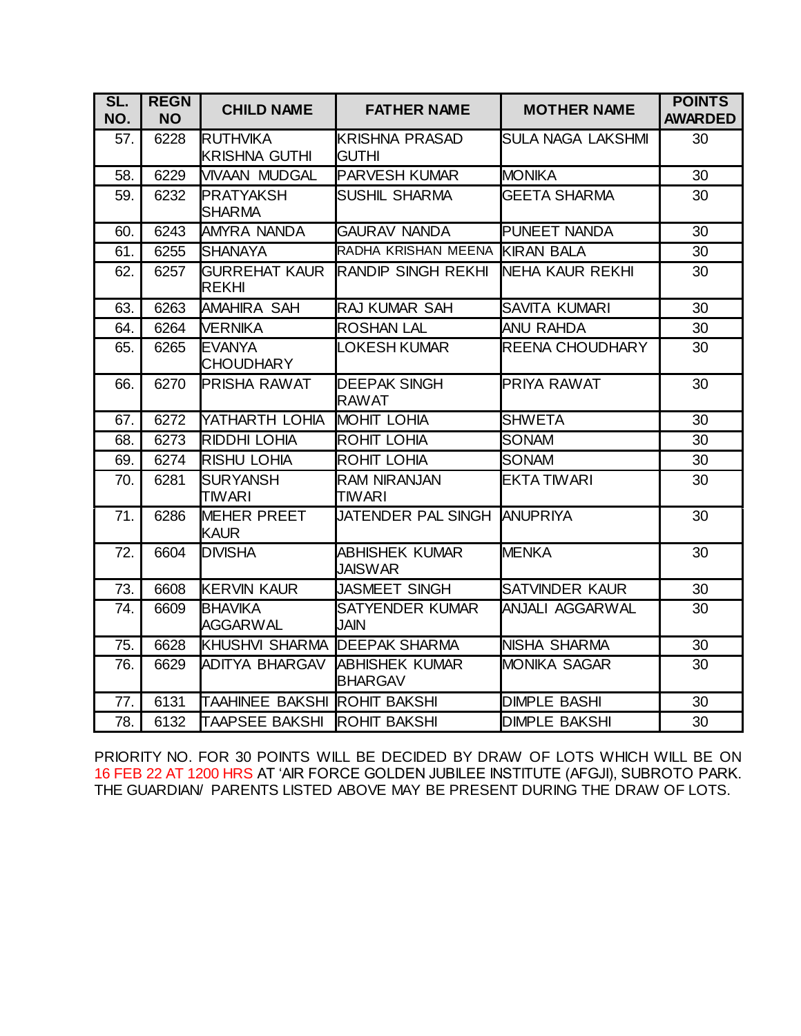| SL. NO. | REGN NO | CHILD NAME | FATHER NAME | MOTHER NAME | POINTS AWARDED |
|---|---|---|---|---|---|
| 57. | 6228 | RUTHVIKA KRISHNA GUTHI | KRISHNA PRASAD GUTHI | SULA NAGA LAKSHMI | 30 |
| 58. | 6229 | VIVAAN MUDGAL | PARVESH KUMAR | MONIKA | 30 |
| 59. | 6232 | PRATYAKSH SHARMA | SUSHIL SHARMA | GEETA SHARMA | 30 |
| 60. | 6243 | AMYRA NANDA | GAURAV NANDA | PUNEET NANDA | 30 |
| 61. | 6255 | SHANAYA | RADHA KRISHAN MEENA | KIRAN BALA | 30 |
| 62. | 6257 | GURREHAT KAUR REKHI | RANDIP SINGH REKHI | NEHA KAUR REKHI | 30 |
| 63. | 6263 | AMAHIRA SAH | RAJ KUMAR SAH | SAVITA KUMARI | 30 |
| 64. | 6264 | VERNIKA | ROSHAN LAL | ANU RAHDA | 30 |
| 65. | 6265 | EVANYA CHOUDHARY | LOKESH KUMAR | REENA CHOUDHARY | 30 |
| 66. | 6270 | PRISHA RAWAT | DEEPAK SINGH RAWAT | PRIYA RAWAT | 30 |
| 67. | 6272 | YATHARTH LOHIA | MOHIT LOHIA | SHWETA | 30 |
| 68. | 6273 | RIDDHI LOHIA | ROHIT LOHIA | SONAM | 30 |
| 69. | 6274 | RISHU LOHIA | ROHIT LOHIA | SONAM | 30 |
| 70. | 6281 | SURYANSH TIWARI | RAM NIRANJAN TIWARI | EKTA TIWARI | 30 |
| 71. | 6286 | MEHER PREET KAUR | JATENDER PAL SINGH | ANUPRIYA | 30 |
| 72. | 6604 | DIVISHA | ABHISHEK KUMAR JAISWAR | MENKA | 30 |
| 73. | 6608 | KERVIN KAUR | JASMEET SINGH | SATVINDER KAUR | 30 |
| 74. | 6609 | BHAVIKA AGGARWAL | SATYENDER KUMAR JAIN | ANJALI AGGARWAL | 30 |
| 75. | 6628 | KHUSHVI SHARMA | DEEPAK SHARMA | NISHA SHARMA | 30 |
| 76. | 6629 | ADITYA BHARGAV | ABHISHEK KUMAR BHARGAV | MONIKA SAGAR | 30 |
| 77. | 6131 | TAAHINEE BAKSHI | ROHIT BAKSHI | DIMPLE BASHI | 30 |
| 78. | 6132 | TAAPSEE BAKSHI | ROHIT BAKSHI | DIMPLE BAKSHI | 30 |

PRIORITY NO. FOR 30 POINTS WILL BE DECIDED BY DRAW OF LOTS WHICH WILL BE ON 16 FEB 22 AT 1200 HRS AT 'AIR FORCE GOLDEN JUBILEE INSTITUTE (AFGJI), SUBROTO PARK. THE GUARDIAN/ PARENTS LISTED ABOVE MAY BE PRESENT DURING THE DRAW OF LOTS.